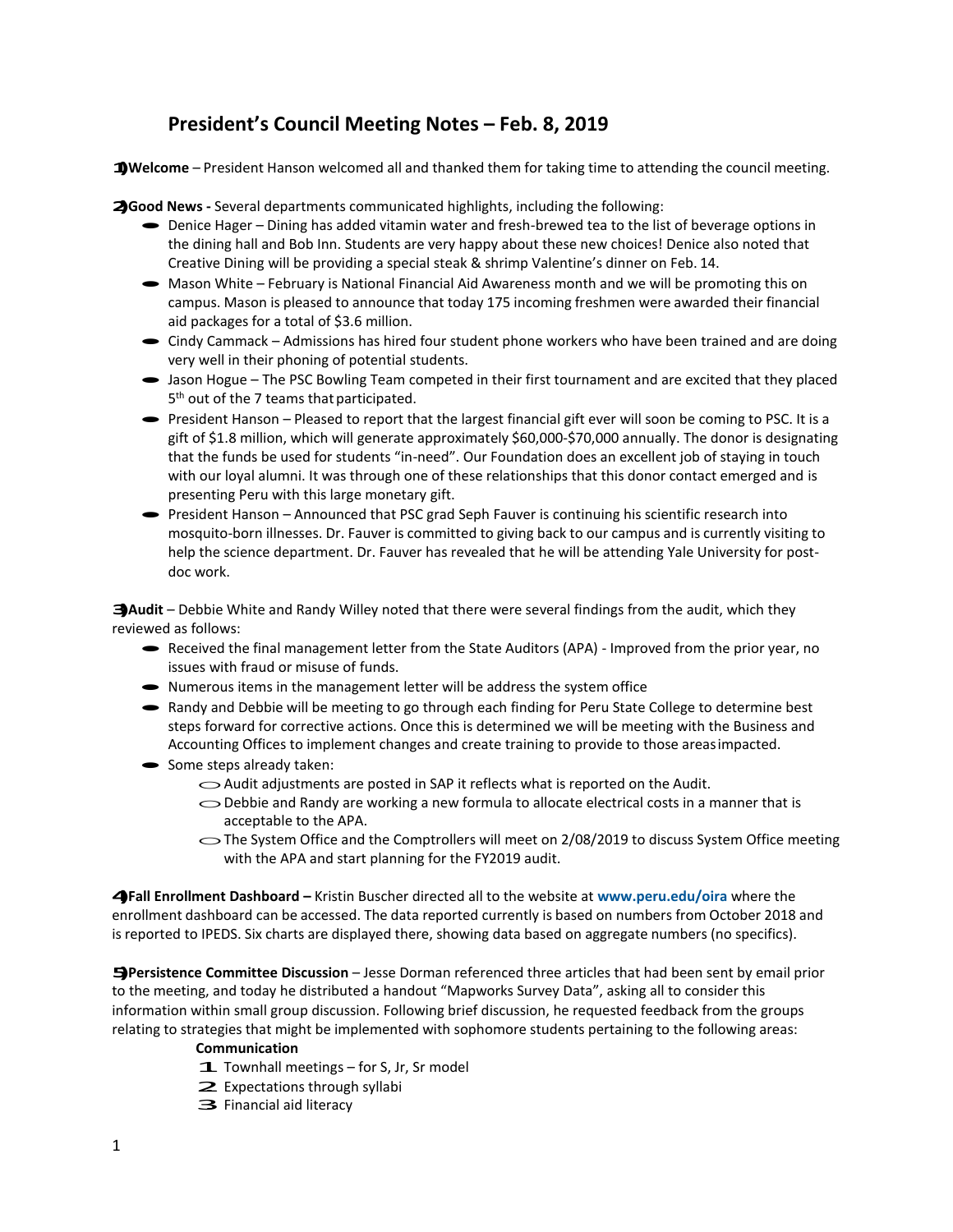# President's Council Meeting Notes – Feb. 8, 2019

1) **Welcome** – President Hanson welcomed all and thanked them for taking time to attending the council meeting.

2) **Good News -** Several departments communicated highlights, including the following:
   - Denice Hager – Dining has added vitamin water and fresh-brewed tea to the list of beverage options in the dining hall and Bob Inn. Students are very happy about these new choices! Denice also noted that Creative Dining will be providing a special steak & shrimp Valentine's dinner on Feb. 14.
   - Mason White – February is National Financial Aid Awareness month and we will be promoting this on campus. Mason is pleased to announce that today 175 incoming freshmen were awarded their financial aid packages for a total of $3.6 million.
   - Cindy Cammack – Admissions has hired four student phone workers who have been trained and are doing very well in their phoning of potential students.
   - Jason Hogue – The PSC Bowling Team competed in their first tournament and are excited that they placed 5th out of the 7 teams that participated.
   - President Hanson – Pleased to report that the largest financial gift ever will soon be coming to PSC. It is a gift of $1.8 million, which will generate approximately $60,000-$70,000 annually. The donor is designating that the funds be used for students "in-need". Our Foundation does an excellent job of staying in touch with our loyal alumni. It was through one of these relationships that this donor contact emerged and is presenting Peru with this large monetary gift.
   - President Hanson – Announced that PSC grad Seph Fauver is continuing his scientific research into mosquito-born illnesses. Dr. Fauver is committed to giving back to our campus and is currently visiting to help the science department. Dr. Fauver has revealed that he will be attending Yale University for post-doc work.

3) **Audit** – Debbie White and Randy Willey noted that there were several findings from the audit, which they reviewed as follows:
   - Received the final management letter from the State Auditors (APA) - Improved from the prior year, no issues with fraud or misuse of funds.
   - Numerous items in the management letter will be address the system office
   - Randy and Debbie will be meeting to go through each finding for Peru State College to determine best steps forward for corrective actions. Once this is determined we will be meeting with the Business and Accounting Offices to implement changes and create training to provide to those areas impacted.
   - Some steps already taken:
     - Audit adjustments are posted in SAP it reflects what is reported on the Audit.
     - Debbie and Randy are working a new formula to allocate electrical costs in a manner that is acceptable to the APA.
     - The System Office and the Comptrollers will meet on 2/08/2019 to discuss System Office meeting with the APA and start planning for the FY2019 audit.

4) **Fall Enrollment Dashboard –** Kristin Buscher directed all to the website at **www.peru.edu/oira** where the enrollment dashboard can be accessed. The data reported currently is based on numbers from October 2018 and is reported to IPEDS. Six charts are displayed there, showing data based on aggregate numbers (no specifics).

5) **Persistence Committee Discussion** – Jesse Dorman referenced three articles that had been sent by email prior to the meeting, and today he distributed a handout "Mapworks Survey Data", asking all to consider this information within small group discussion. Following brief discussion, he requested feedback from the groups relating to strategies that might be implemented with sophomore students pertaining to the following areas:

   **Communication**
   1. Townhall meetings – for S, Jr, Sr model
   2. Expectations through syllabi
   3. Financial aid literacy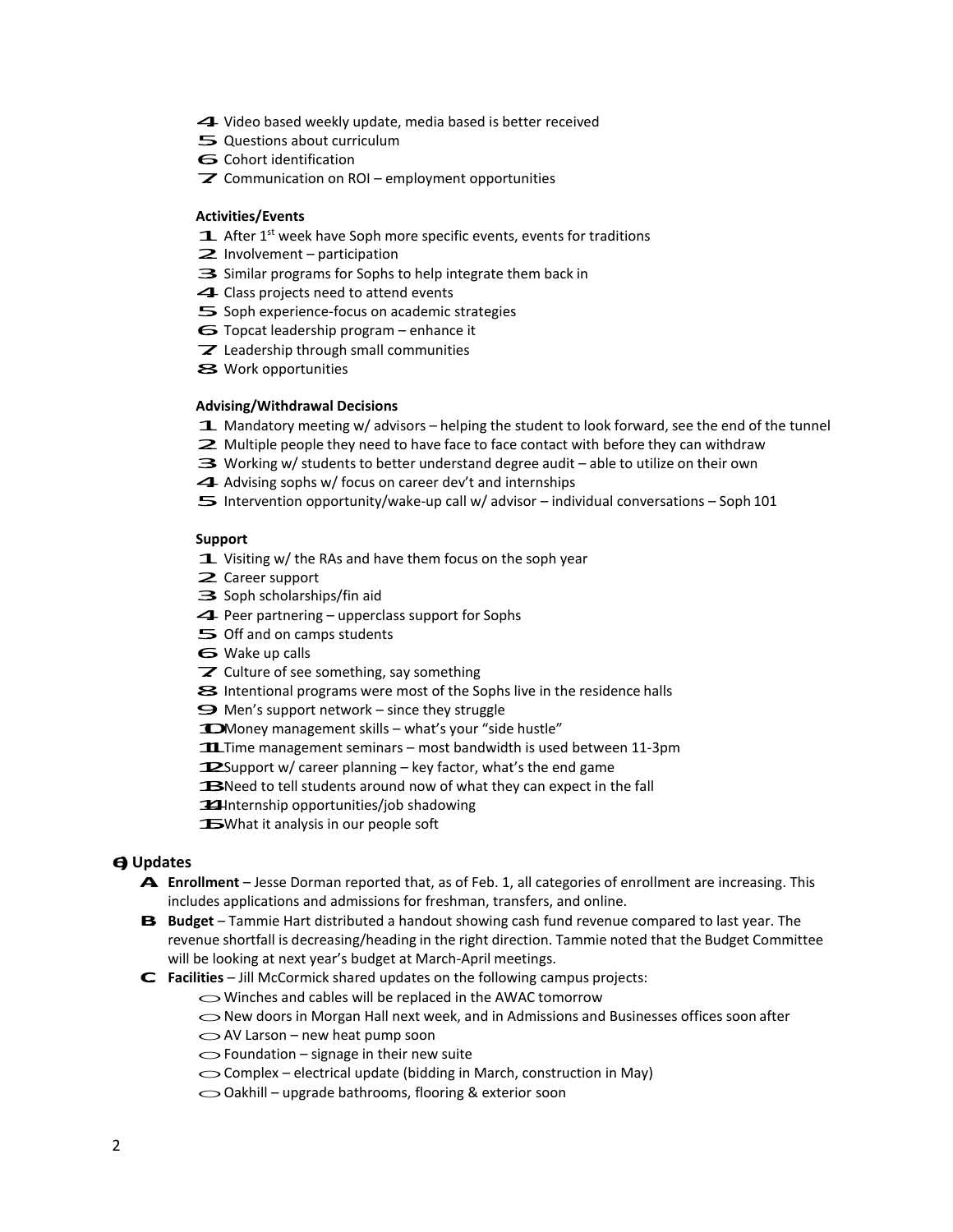4. Video based weekly update, media based is better received
5. Questions about curriculum
6. Cohort identification
7. Communication on ROI – employment opportunities

**Activities/Events**

1. After 1st week have Soph more specific events, events for traditions
2. Involvement – participation
3. Similar programs for Sophs to help integrate them back in
4. Class projects need to attend events
5. Soph experience-focus on academic strategies
6. Topcat leadership program – enhance it
7. Leadership through small communities
8. Work opportunities

**Advising/Withdrawal Decisions**

1. Mandatory meeting w/ advisors – helping the student to look forward, see the end of the tunnel
2. Multiple people they need to have face to face contact with before they can withdraw
3. Working w/ students to better understand degree audit – able to utilize on their own
4. Advising sophs w/ focus on career dev't and internships
5. Intervention opportunity/wake-up call w/ advisor – individual conversations – Soph 101

**Support**

1. Visiting w/ the RAs and have them focus on the soph year
2. Career support
3. Soph scholarships/fin aid
4. Peer partnering – upperclass support for Sophs
5. Off and on camps students
6. Wake up calls
7. Culture of see something, say something
8. Intentional programs were most of the Sophs live in the residence halls
9. Men's support network – since they struggle
10. Money management skills – what's your "side hustle"
11. Time management seminars – most bandwidth is used between 11-3pm
12. Support w/ career planning – key factor, what's the end game
13. Need to tell students around now of what they can expect in the fall
14. Internship opportunities/job shadowing
15. What it analysis in our people soft

## 6) Updates

A. **Enrollment** – Jesse Dorman reported that, as of Feb. 1, all categories of enrollment are increasing. This includes applications and admissions for freshman, transfers, and online.

B. **Budget** – Tammie Hart distributed a handout showing cash fund revenue compared to last year. The revenue shortfall is decreasing/heading in the right direction. Tammie noted that the Budget Committee will be looking at next year's budget at March-April meetings.

C. **Facilities** – Jill McCormick shared updates on the following campus projects:
   - Winches and cables will be replaced in the AWAC tomorrow
   - New doors in Morgan Hall next week, and in Admissions and Businesses offices soon after
   - AV Larson – new heat pump soon
   - Foundation – signage in their new suite
   - Complex – electrical update (bidding in March, construction in May)
   - Oakhill – upgrade bathrooms, flooring & exterior soon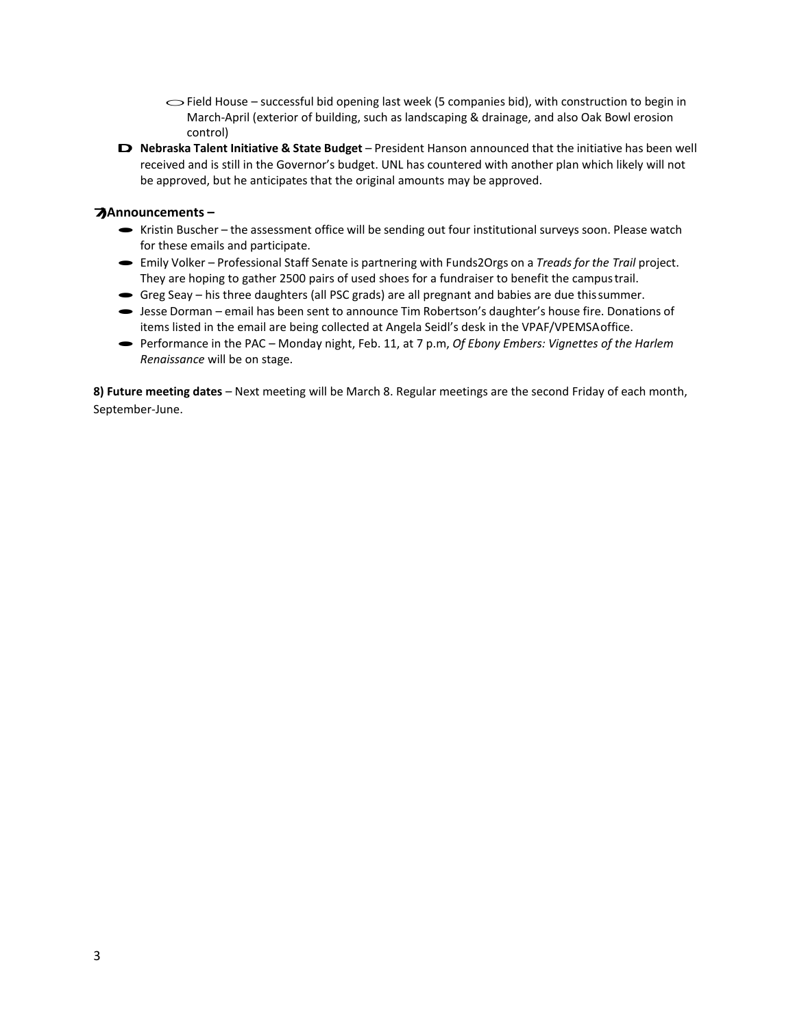- Field House – successful bid opening last week (5 companies bid), with construction to begin in March-April (exterior of building, such as landscaping & drainage, and also Oak Bowl erosion control)
- **Nebraska Talent Initiative & State Budget** – President Hanson announced that the initiative has been well received and is still in the Governor's budget. UNL has countered with another plan which likely will not be approved, but he anticipates that the original amounts may be approved.

**7) Announcements –**

- Kristin Buscher – the assessment office will be sending out four institutional surveys soon. Please watch for these emails and participate.
- Emily Volker – Professional Staff Senate is partnering with Funds2Orgs on a *Treads for the Trail* project. They are hoping to gather 2500 pairs of used shoes for a fundraiser to benefit the campus trail.
- Greg Seay – his three daughters (all PSC grads) are all pregnant and babies are due this summer.
- Jesse Dorman – email has been sent to announce Tim Robertson's daughter's house fire. Donations of items listed in the email are being collected at Angela Seidl's desk in the VPAF/VPEMSA office.
- Performance in the PAC – Monday night, Feb. 11, at 7 p.m, *Of Ebony Embers: Vignettes of the Harlem Renaissance* will be on stage.

**8) Future meeting dates** – Next meeting will be March 8. Regular meetings are the second Friday of each month, September-June.